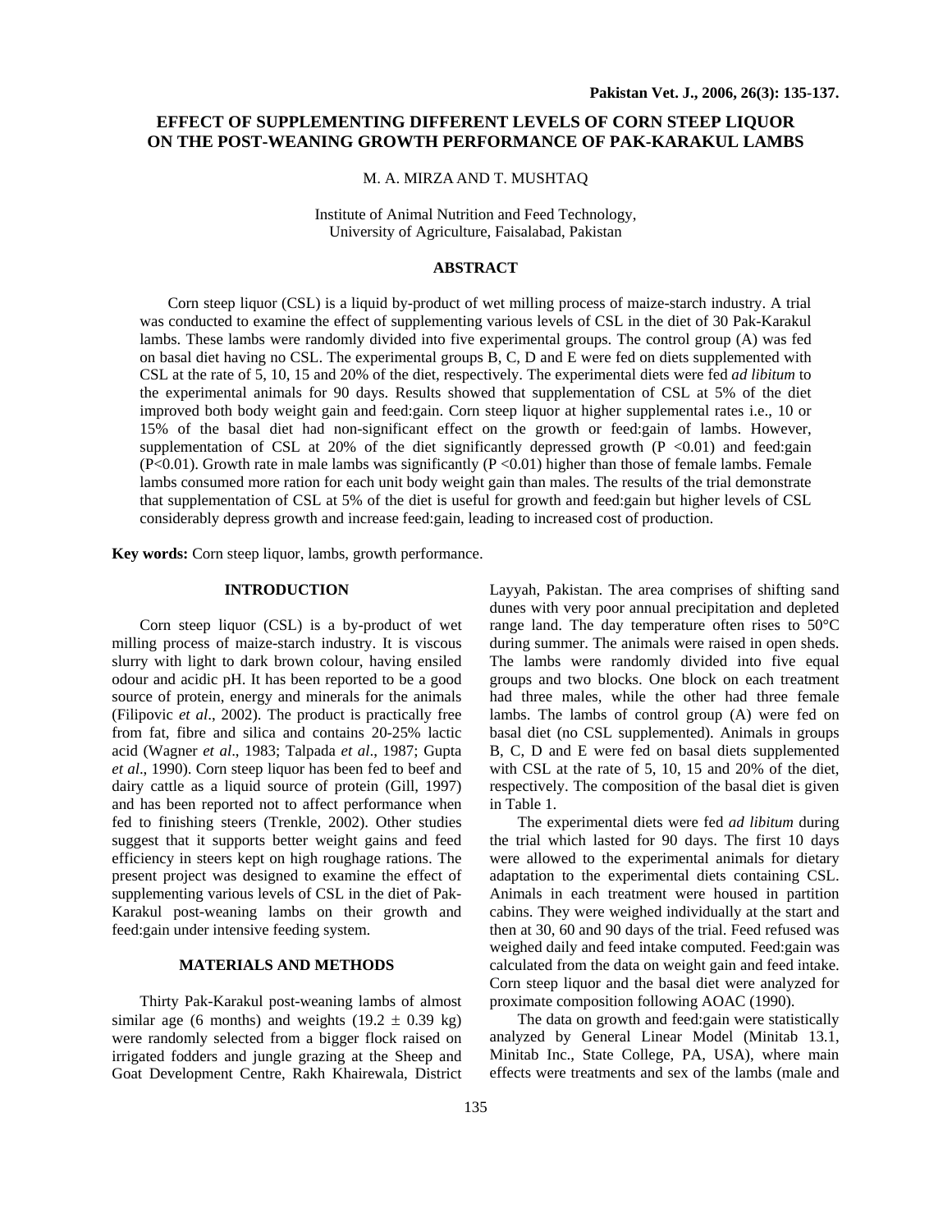# EFFECT OF SUPPLEMENTING DIFFERENT LEVELS OF CORN STEEP LIQUOR ON THE POST-WEANING GROWTH PERFORMANCE OF PAK-KARAKUL LAMBS

M. A. MIRZA AND T. MUSHTAQ

Institute of Animal Nutrition and Feed Technology,
University of Agriculture, Faisalabad, Pakistan

## ABSTRACT

Corn steep liquor (CSL) is a liquid by-product of wet milling process of maize-starch industry. A trial was conducted to examine the effect of supplementing various levels of CSL in the diet of 30 Pak-Karakul lambs. These lambs were randomly divided into five experimental groups. The control group (A) was fed on basal diet having no CSL. The experimental groups B, C, D and E were fed on diets supplemented with CSL at the rate of 5, 10, 15 and 20% of the diet, respectively. The experimental diets were fed *ad libitum* to the experimental animals for 90 days. Results showed that supplementation of CSL at 5% of the diet improved both body weight gain and feed:gain. Corn steep liquor at higher supplemental rates i.e., 10 or 15% of the basal diet had non-significant effect on the growth or feed:gain of lambs. However, supplementation of CSL at 20% of the diet significantly depressed growth ($P < 0.01$) and feed:gain ($P<0.01$). Growth rate in male lambs was significantly ($P < 0.01$) higher than those of female lambs. Female lambs consumed more ration for each unit body weight gain than males. The results of the trial demonstrate that supplementation of CSL at 5% of the diet is useful for growth and feed:gain but higher levels of CSL considerably depress growth and increase feed:gain, leading to increased cost of production.

**Key words:** Corn steep liquor, lambs, growth performance.

## INTRODUCTION

Corn steep liquor (CSL) is a by-product of wet milling process of maize-starch industry. It is viscous slurry with light to dark brown colour, having ensiled odour and acidic pH. It has been reported to be a good source of protein, energy and minerals for the animals (Filipovic *et al*., 2002). The product is practically free from fat, fibre and silica and contains 20-25% lactic acid (Wagner *et al*., 1983; Talpada *et al*., 1987; Gupta *et al*., 1990). Corn steep liquor has been fed to beef and dairy cattle as a liquid source of protein (Gill, 1997) and has been reported not to affect performance when fed to finishing steers (Trenkle, 2002). Other studies suggest that it supports better weight gains and feed efficiency in steers kept on high roughage rations. The present project was designed to examine the effect of supplementing various levels of CSL in the diet of Pak-Karakul post-weaning lambs on their growth and feed:gain under intensive feeding system.

## MATERIALS AND METHODS

Thirty Pak-Karakul post-weaning lambs of almost similar age (6 months) and weights ($19.2 \pm 0.39$ kg) were randomly selected from a bigger flock raised on irrigated fodders and jungle grazing at the Sheep and Goat Development Centre, Rakh Khairewala, District Layyah, Pakistan. The area comprises of shifting sand dunes with very poor annual precipitation and depleted range land. The day temperature often rises to 50°C during summer. The animals were raised in open sheds. The lambs were randomly divided into five equal groups and two blocks. One block on each treatment had three males, while the other had three female lambs. The lambs of control group (A) were fed on basal diet (no CSL supplemented). Animals in groups B, C, D and E were fed on basal diets supplemented with CSL at the rate of 5, 10, 15 and 20% of the diet, respectively. The composition of the basal diet is given in Table 1.

The experimental diets were fed *ad libitum* during the trial which lasted for 90 days. The first 10 days were allowed to the experimental animals for dietary adaptation to the experimental diets containing CSL. Animals in each treatment were housed in partition cabins. They were weighed individually at the start and then at 30, 60 and 90 days of the trial. Feed refused was weighed daily and feed intake computed. Feed:gain was calculated from the data on weight gain and feed intake. Corn steep liquor and the basal diet were analyzed for proximate composition following AOAC (1990).

The data on growth and feed:gain were statistically analyzed by General Linear Model (Minitab 13.1, Minitab Inc., State College, PA, USA), where main effects were treatments and sex of the lambs (male and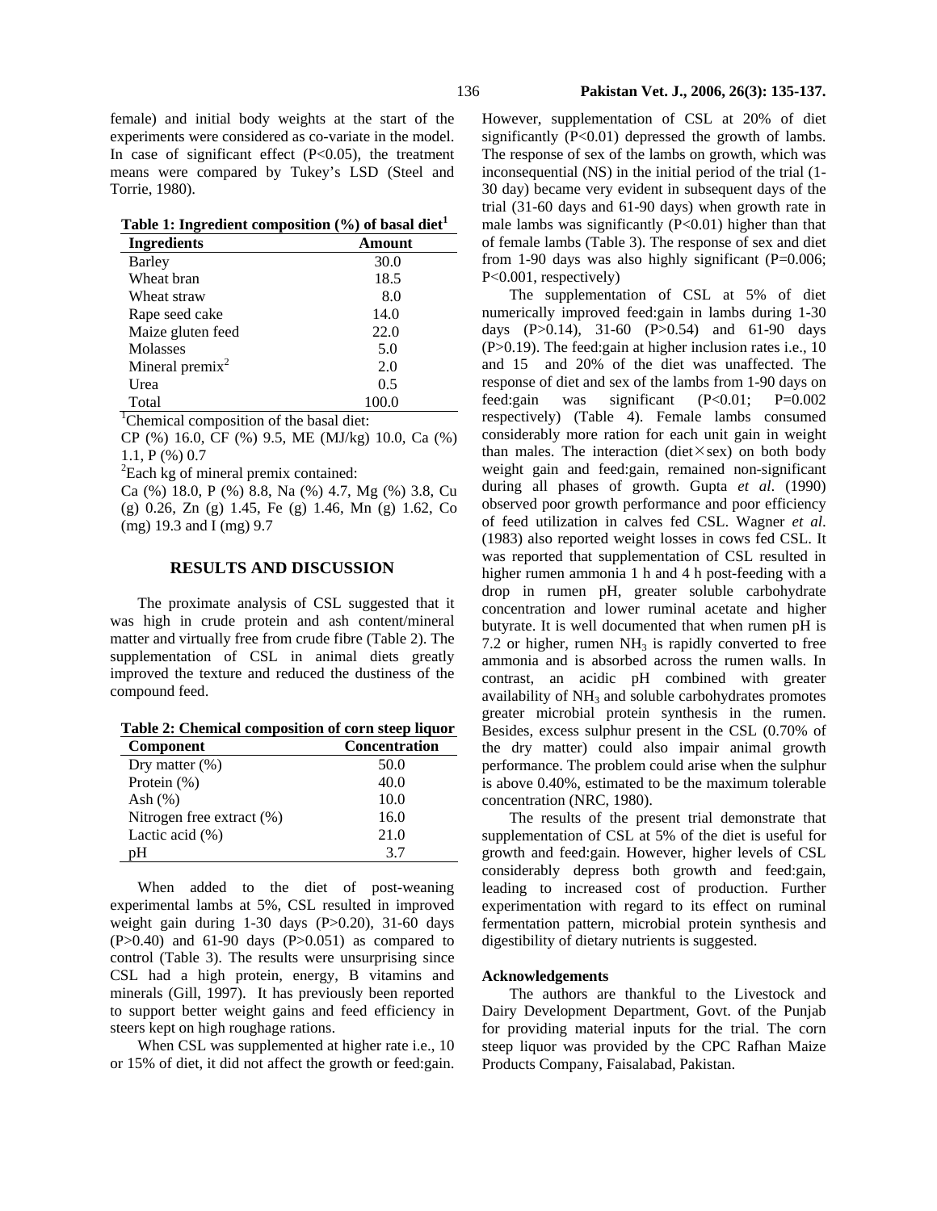female) and initial body weights at the start of the experiments were considered as co-variate in the model. In case of significant effect (P<0.05), the treatment means were compared by Tukey's LSD (Steel and Torrie, 1980).

**Table 1: Ingredient composition (%) of basal diet[1]**

| Ingredients | Amount |
|---|---|
| Barley | 30.0 |
| Wheat bran | 18.5 |
| Wheat straw | 8.0 |
| Rape seed cake | 14.0 |
| Maize gluten feed | 22.0 |
| Molasses | 5.0 |
| Mineral premix[2] | 2.0 |
| Urea | 0.5 |
| Total | 100.0 |

[1]Chemical composition of the basal diet:
CP (%) 16.0, CF (%) 9.5, ME (MJ/kg) 10.0, Ca (%) 1.1, P (%) 0.7
[2]Each kg of mineral premix contained:
Ca (%) 18.0, P (%) 8.8, Na (%) 4.7, Mg (%) 3.8, Cu (g) 0.26, Zn (g) 1.45, Fe (g) 1.46, Mn (g) 1.62, Co (mg) 19.3 and I (mg) 9.7

## RESULTS AND DISCUSSION

The proximate analysis of CSL suggested that it was high in crude protein and ash content/mineral matter and virtually free from crude fibre (Table 2). The supplementation of CSL in animal diets greatly improved the texture and reduced the dustiness of the compound feed.

**Table 2: Chemical composition of corn steep liquor**

| Component | Concentration |
|---|---|
| Dry matter (%) | 50.0 |
| Protein (%) | 40.0 |
| Ash (%) | 10.0 |
| Nitrogen free extract (%) | 16.0 |
| Lactic acid (%) | 21.0 |
| pH | 3.7 |

When added to the diet of post-weaning experimental lambs at 5%, CSL resulted in improved weight gain during 1-30 days (P>0.20), 31-60 days (P>0.40) and 61-90 days (P>0.051) as compared to control (Table 3). The results were unsurprising since CSL had a high protein, energy, B vitamins and minerals (Gill, 1997). It has previously been reported to support better weight gains and feed efficiency in steers kept on high roughage rations.

When CSL was supplemented at higher rate i.e., 10 or 15% of diet, it did not affect the growth or feed:gain. However, supplementation of CSL at 20% of diet significantly (P<0.01) depressed the growth of lambs. The response of sex of the lambs on growth, which was inconsequential (NS) in the initial period of the trial (1-30 day) became very evident in subsequent days of the trial (31-60 days and 61-90 days) when growth rate in male lambs was significantly (P<0.01) higher than that of female lambs (Table 3). The response of sex and diet from 1-90 days was also highly significant (P=0.006; P<0.001, respectively)

The supplementation of CSL at 5% of diet numerically improved feed:gain in lambs during 1-30 days (P>0.14), 31-60 (P>0.54) and 61-90 days (P>0.19). The feed:gain at higher inclusion rates i.e., 10 and 15 and 20% of the diet was unaffected. The response of diet and sex of the lambs from 1-90 days on feed:gain was significant (P<0.01; P=0.002 respectively) (Table 4). Female lambs consumed considerably more ration for each unit gain in weight than males. The interaction (diet×sex) on both body weight gain and feed:gain, remained non-significant during all phases of growth. Gupta *et al*. (1990) observed poor growth performance and poor efficiency of feed utilization in calves fed CSL. Wagner *et al*. (1983) also reported weight losses in cows fed CSL. It was reported that supplementation of CSL resulted in higher rumen ammonia 1 h and 4 h post-feeding with a drop in rumen pH, greater soluble carbohydrate concentration and lower ruminal acetate and higher butyrate. It is well documented that when rumen pH is 7.2 or higher, rumen $NH_3$ is rapidly converted to free ammonia and is absorbed across the rumen walls. In contrast, an acidic pH combined with greater availability of $NH_3$ and soluble carbohydrates promotes greater microbial protein synthesis in the rumen. Besides, excess sulphur present in the CSL (0.70% of the dry matter) could also impair animal growth performance. The problem could arise when the sulphur is above 0.40%, estimated to be the maximum tolerable concentration (NRC, 1980).

The results of the present trial demonstrate that supplementation of CSL at 5% of the diet is useful for growth and feed:gain. However, higher levels of CSL considerably depress both growth and feed:gain, leading to increased cost of production. Further experimentation with regard to its effect on ruminal fermentation pattern, microbial protein synthesis and digestibility of dietary nutrients is suggested.

### Acknowledgements

The authors are thankful to the Livestock and Dairy Development Department, Govt. of the Punjab for providing material inputs for the trial. The corn steep liquor was provided by the CPC Rafhan Maize Products Company, Faisalabad, Pakistan.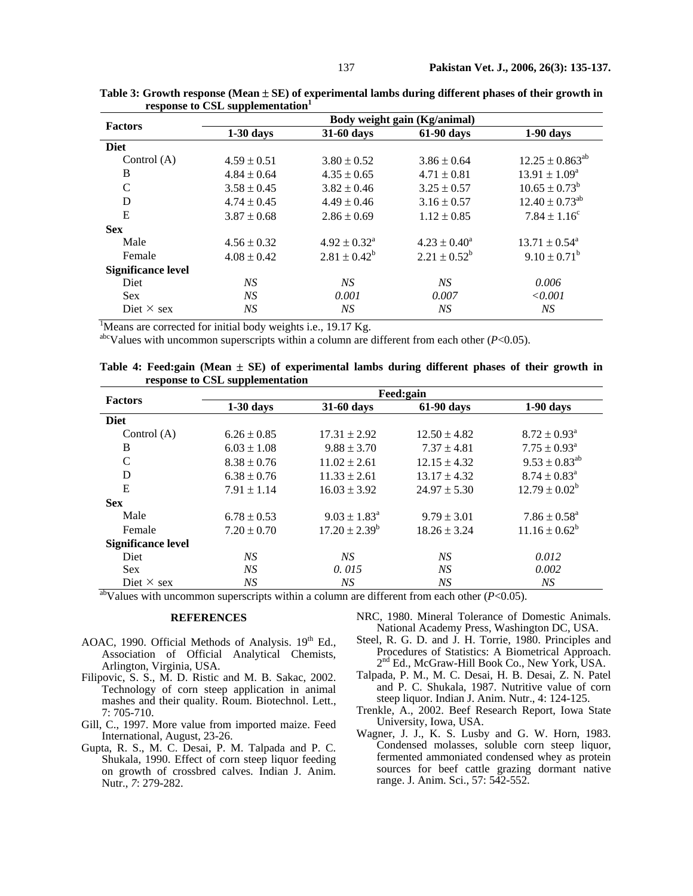**Table 3: Growth response (Mean ± SE) of experimental lambs during different phases of their growth in response to CSL supplementation[1]**

| Factors | Body weight gain (Kg/animal) | | | |
|---|---|---|---|---|
| | 1-30 days | 31-60 days | 61-90 days | 1-90 days |
| **Diet** | | | | |
| Control (A) | 4.59 ± 0.51 | 3.80 ± 0.52 | 3.86 ± 0.64 | 12.25 ± 0.863[ab] |
| B | 4.84 ± 0.64 | 4.35 ± 0.65 | 4.71 ± 0.81 | 13.91 ± 1.09[a] |
| C | 3.58 ± 0.45 | 3.82 ± 0.46 | 3.25 ± 0.57 | 10.65 ± 0.73[b] |
| D | 4.74 ± 0.45 | 4.49 ± 0.46 | 3.16 ± 0.57 | 12.40 ± 0.73[ab] |
| E | 3.87 ± 0.68 | 2.86 ± 0.69 | 1.12 ± 0.85 | 7.84 ± 1.16[c] |
| **Sex** | | | | |
| Male | 4.56 ± 0.32 | 4.92 ± 0.32[a] | 4.23 ± 0.40[a] | 13.71 ± 0.54[a] |
| Female | 4.08 ± 0.42 | 2.81 ± 0.42[b] | 2.21 ± 0.52[b] | 9.10 ± 0.71[b] |
| **Significance level** | | | | |
| Diet | *NS* | *NS* | *NS* | *0.006* |
| Sex | *NS* | *0.001* | *0.007* | *<0.001* |
| Diet × sex | *NS* | *NS* | *NS* | *NS* |

[1]Means are corrected for initial body weights i.e., 19.17 Kg.

[abc]Values with uncommon superscripts within a column are different from each other ($P$<0.05).

**Table 4: Feed:gain (Mean ± SE) of experimental lambs during different phases of their growth in response to CSL supplementation**

| Factors | Feed:gain | | | |
|---|---|---|---|---|
| | 1-30 days | 31-60 days | 61-90 days | 1-90 days |
| **Diet** | | | | |
| Control (A) | 6.26 ± 0.85 | 17.31 ± 2.92 | 12.50 ± 4.82 | 8.72 ± 0.93[a] |
| B | 6.03 ± 1.08 | 9.88 ± 3.70 | 7.37 ± 4.81 | 7.75 ± 0.93[a] |
| C | 8.38 ± 0.76 | 11.02 ± 2.61 | 12.15 ± 4.32 | 9.53 ± 0.83[ab] |
| D | 6.38 ± 0.76 | 11.33 ± 2.61 | 13.17 ± 4.32 | 8.74 ± 0.83[a] |
| E | 7.91 ± 1.14 | 16.03 ± 3.92 | 24.97 ± 5.30 | 12.79 ± 0.02[b] |
| **Sex** | | | | |
| Male | 6.78 ± 0.53 | 9.03 ± 1.83[a] | 9.79 ± 3.01 | 7.86 ± 0.58[a] |
| Female | 7.20 ± 0.70 | 17.20 ± 2.39[b] | 18.26 ± 3.24 | 11.16 ± 0.62[b] |
| **Significance level** | | | | |
| Diet | *NS* | *NS* | *NS* | *0.012* |
| Sex | *NS* | *0. 015* | *NS* | *0.002* |
| Diet × sex | *NS* | *NS* | *NS* | *NS* |

[ab]Values with uncommon superscripts within a column are different from each other ($P$<0.05).

## REFERENCES

AOAC, 1990. Official Methods of Analysis. 19th Ed., Association of Official Analytical Chemists, Arlington, Virginia, USA.

Filipovic, S. S., M. D. Ristic and M. B. Sakac, 2002. Technology of corn steep application in animal mashes and their quality. Roum. Biotechnol. Lett., 7: 705-710.

Gill, C., 1997. More value from imported maize. Feed International, August, 23-26.

Gupta, R. S., M. C. Desai, P. M. Talpada and P. C. Shukala, 1990. Effect of corn steep liquor feeding on growth of crossbred calves. Indian J. Anim. Nutr., *7*: 279-282.

NRC, 1980. Mineral Tolerance of Domestic Animals. National Academy Press, Washington DC, USA.

Steel, R. G. D. and J. H. Torrie, 1980. Principles and Procedures of Statistics: A Biometrical Approach. 2nd Ed., McGraw-Hill Book Co., New York, USA.

Talpada, P. M., M. C. Desai, H. B. Desai, Z. N. Patel and P. C. Shukala, 1987. Nutritive value of corn steep liquor. Indian J. Anim. Nutr., 4: 124-125.

Trenkle, A., 2002. Beef Research Report, Iowa State University, Iowa, USA.

Wagner, J. J., K. S. Lusby and G. W. Horn, 1983. Condensed molasses, soluble corn steep liquor, fermented ammoniated condensed whey as protein sources for beef cattle grazing dormant native range. J. Anim. Sci., 57: 542-552.